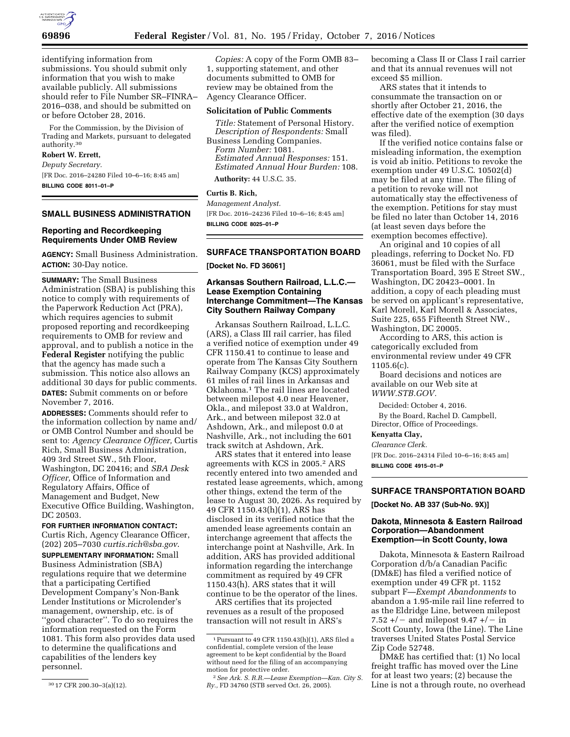identifying information from submissions. You should submit only information that you wish to make available publicly. All submissions should refer to File Number SR–FINRA–2016–038, and should be submitted on or before October 28, 2016.

For the Commission, by the Division of Trading and Markets, pursuant to delegated authority.[30]

**Robert W. Errett,**

*Deputy Secretary.*

[FR Doc. 2016–24280 Filed 10–6–16; 8:45 am]

**BILLING CODE 8011–01–P**

[30] 17 CFR 200.30–3(a)(12).

## SMALL BUSINESS ADMINISTRATION

### Reporting and Recordkeeping Requirements Under OMB Review

**AGENCY:** Small Business Administration.

**ACTION:** 30-Day notice.

**SUMMARY:** The Small Business Administration (SBA) is publishing this notice to comply with requirements of the Paperwork Reduction Act (PRA), which requires agencies to submit proposed reporting and recordkeeping requirements to OMB for review and approval, and to publish a notice in the **Federal Register** notifying the public that the agency has made such a submission. This notice also allows an additional 30 days for public comments.

**DATES:** Submit comments on or before November 7, 2016.

**ADDRESSES:** Comments should refer to the information collection by name and/or OMB Control Number and should be sent to: *Agency Clearance Officer,* Curtis Rich, Small Business Administration, 409 3rd Street SW., 5th Floor, Washington, DC 20416; and *SBA Desk Officer,* Office of Information and Regulatory Affairs, Office of Management and Budget, New Executive Office Building, Washington, DC 20503.

**FOR FURTHER INFORMATION CONTACT:** Curtis Rich, Agency Clearance Officer, (202) 205–7030 *curtis.rich@sba.gov.*

**SUPPLEMENTARY INFORMATION:** Small Business Administration (SBA) regulations require that we determine that a participating Certified Development Company's Non-Bank Lender Institutions or Microlender's management, ownership, etc. is of "good character". To do so requires the information requested on the Form 1081. This form also provides data used to determine the qualifications and capabilities of the lenders key personnel.

*Copies:* A copy of the Form OMB 83–1, supporting statement, and other documents submitted to OMB for review may be obtained from the Agency Clearance Officer.

**Solicitation of Public Comments**

*Title:* Statement of Personal History.

*Description of Respondents:* Small Business Lending Companies.

*Form Number:* 1081.

*Estimated Annual Responses:* 151.

*Estimated Annual Hour Burden:* 108.

**Authority:** 44 U.S.C. 35.

**Curtis B. Rich,**

*Management Analyst.*

[FR Doc. 2016–24236 Filed 10–6–16; 8:45 am]

**BILLING CODE 8025–01–P**

## SURFACE TRANSPORTATION BOARD

**[Docket No. FD 36061]**

### Arkansas Southern Railroad, L.L.C.—Lease Exemption Containing Interchange Commitment—The Kansas City Southern Railway Company

Arkansas Southern Railroad, L.L.C. (ARS), a Class III rail carrier, has filed a verified notice of exemption under 49 CFR 1150.41 to continue to lease and operate from The Kansas City Southern Railway Company (KCS) approximately 61 miles of rail lines in Arkansas and Oklahoma.[1] The rail lines are located between milepost 4.0 near Heavener, Okla., and milepost 33.0 at Waldron, Ark., and between milepost 32.0 at Ashdown, Ark., and milepost 0.0 at Nashville, Ark., not including the 601 track switch at Ashdown, Ark.

ARS states that it entered into lease agreements with KCS in 2005.[2] ARS recently entered into two amended and restated lease agreements, which, among other things, extend the term of the lease to August 30, 2026. As required by 49 CFR 1150.43(h)(1), ARS has disclosed in its verified notice that the amended lease agreements contain an interchange agreement that affects the interchange point at Nashville, Ark. In addition, ARS has provided additional information regarding the interchange commitment as required by 49 CFR 1150.43(h). ARS states that it will continue to be the operator of the lines.

ARS certifies that its projected revenues as a result of the proposed transaction will not result in ARS's becoming a Class II or Class I rail carrier and that its annual revenues will not exceed $5 million.

ARS states that it intends to consummate the transaction on or shortly after October 21, 2016, the effective date of the exemption (30 days after the verified notice of exemption was filed).

If the verified notice contains false or misleading information, the exemption is void ab initio. Petitions to revoke the exemption under 49 U.S.C. 10502(d) may be filed at any time. The filing of a petition to revoke will not automatically stay the effectiveness of the exemption. Petitions for stay must be filed no later than October 14, 2016 (at least seven days before the exemption becomes effective).

An original and 10 copies of all pleadings, referring to Docket No. FD 36061, must be filed with the Surface Transportation Board, 395 E Street SW., Washington, DC 20423–0001. In addition, a copy of each pleading must be served on applicant's representative, Karl Morell, Karl Morell & Associates, Suite 225, 655 Fifteenth Street NW., Washington, DC 20005.

According to ARS, this action is categorically excluded from environmental review under 49 CFR 1105.6(c).

Board decisions and notices are available on our Web site at *WWW.STB.GOV.*

Decided: October 4, 2016.

By the Board, Rachel D. Campbell, Director, Office of Proceedings.

**Kenyatta Clay,**

*Clearance Clerk.*

[FR Doc. 2016–24314 Filed 10–6–16; 8:45 am]

**BILLING CODE 4915–01–P**

[1] Pursuant to 49 CFR 1150.43(h)(1), ARS filed a confidential, complete version of the lease agreement to be kept confidential by the Board without need for the filing of an accompanying motion for protective order.

[2] *See Ark. S. R.R.—Lease Exemption—Kan. City S. Ry.,* FD 34760 (STB served Oct. 26, 2005).

## SURFACE TRANSPORTATION BOARD

**[Docket No. AB 337 (Sub-No. 9X)]**

### Dakota, Minnesota & Eastern Railroad Corporation—Abandonment Exemption—in Scott County, Iowa

Dakota, Minnesota & Eastern Railroad Corporation d/b/a Canadian Pacific (DM&E) has filed a verified notice of exemption under 49 CFR pt. 1152 subpart F—*Exempt Abandonments* to abandon a 1.95-mile rail line referred to as the Eldridge Line, between milepost 7.52 +/− and milepost 9.47 +/− in Scott County, Iowa (the Line). The Line traverses United States Postal Service Zip Code 52748.

DM&E has certified that: (1) No local freight traffic has moved over the Line for at least two years; (2) because the Line is not a through route, no overhead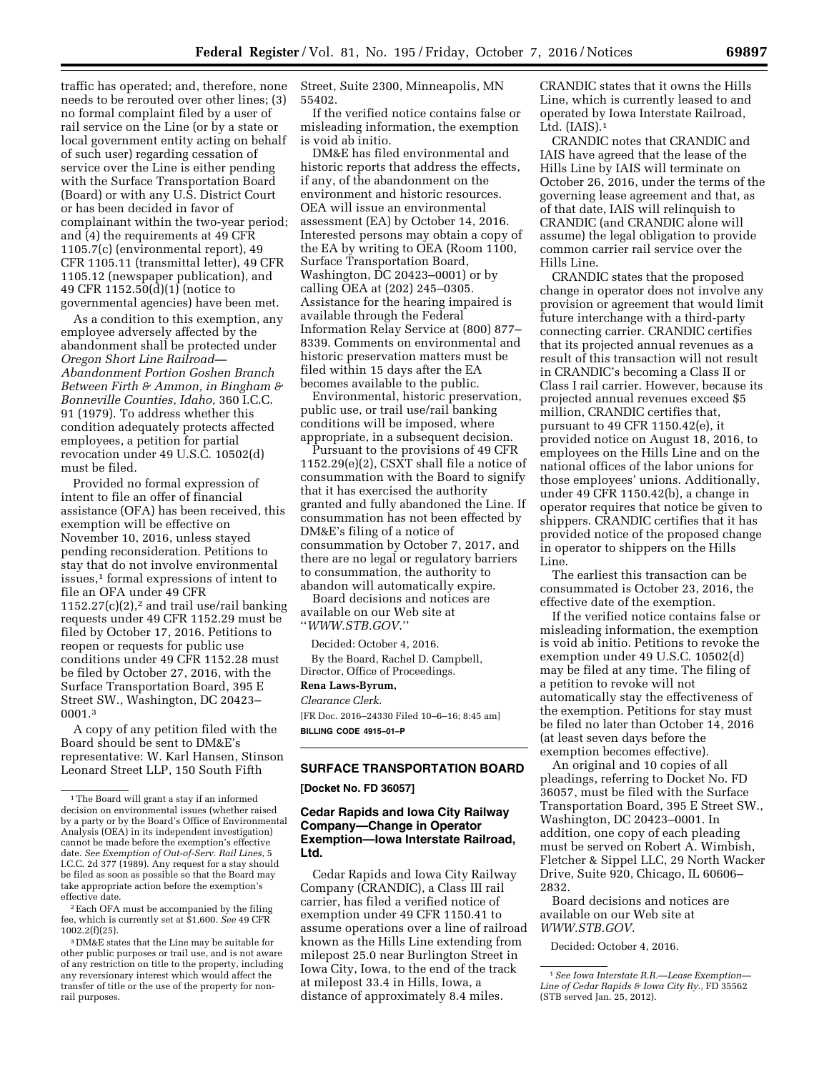traffic has operated; and, therefore, none needs to be rerouted over other lines; (3) no formal complaint filed by a user of rail service on the Line (or by a state or local government entity acting on behalf of such user) regarding cessation of service over the Line is either pending with the Surface Transportation Board (Board) or with any U.S. District Court or has been decided in favor of complainant within the two-year period; and (4) the requirements at 49 CFR 1105.7(c) (environmental report), 49 CFR 1105.11 (transmittal letter), 49 CFR 1105.12 (newspaper publication), and 49 CFR 1152.50(d)(1) (notice to governmental agencies) have been met.

As a condition to this exemption, any employee adversely affected by the abandonment shall be protected under *Oregon Short Line Railroad—Abandonment Portion Goshen Branch Between Firth & Ammon, in Bingham & Bonneville Counties, Idaho,* 360 I.C.C. 91 (1979). To address whether this condition adequately protects affected employees, a petition for partial revocation under 49 U.S.C. 10502(d) must be filed.

Provided no formal expression of intent to file an offer of financial assistance (OFA) has been received, this exemption will be effective on November 10, 2016, unless stayed pending reconsideration. Petitions to stay that do not involve environmental issues,[1] formal expressions of intent to file an OFA under 49 CFR 1152.27(c)(2),[2] and trail use/rail banking requests under 49 CFR 1152.29 must be filed by October 17, 2016. Petitions to reopen or requests for public use conditions under 49 CFR 1152.28 must be filed by October 27, 2016, with the Surface Transportation Board, 395 E Street SW., Washington, DC 20423–0001.[3]

A copy of any petition filed with the Board should be sent to DM&E's representative: W. Karl Hansen, Stinson Leonard Street LLP, 150 South Fifth Street, Suite 2300, Minneapolis, MN 55402.

If the verified notice contains false or misleading information, the exemption is void ab initio.

DM&E has filed environmental and historic reports that address the effects, if any, of the abandonment on the environment and historic resources. OEA will issue an environmental assessment (EA) by October 14, 2016. Interested persons may obtain a copy of the EA by writing to OEA (Room 1100, Surface Transportation Board, Washington, DC 20423–0001) or by calling OEA at (202) 245–0305. Assistance for the hearing impaired is available through the Federal Information Relay Service at (800) 877–8339. Comments on environmental and historic preservation matters must be filed within 15 days after the EA becomes available to the public.

Environmental, historic preservation, public use, or trail use/rail banking conditions will be imposed, where appropriate, in a subsequent decision.

Pursuant to the provisions of 49 CFR 1152.29(e)(2), CSXT shall file a notice of consummation with the Board to signify that it has exercised the authority granted and fully abandoned the Line. If consummation has not been effected by DM&E's filing of a notice of consummation by October 7, 2017, and there are no legal or regulatory barriers to consummation, the authority to abandon will automatically expire.

Board decisions and notices are available on our Web site at "*WWW.STB.GOV.*"

Decided: October 4, 2016.

By the Board, Rachel D. Campbell, Director, Office of Proceedings.

**Rena Laws-Byrum,**

*Clearance Clerk.*

[FR Doc. 2016–24330 Filed 10–6–16; 8:45 am]

**BILLING CODE 4915–01–P**

[1] The Board will grant a stay if an informed decision on environmental issues (whether raised by a party or by the Board's Office of Environmental Analysis (OEA) in its independent investigation) cannot be made before the exemption's effective date. *See Exemption of Out-of-Serv. Rail Lines*, 5 I.C.C. 2d 377 (1989). Any request for a stay should be filed as soon as possible so that the Board may take appropriate action before the exemption's effective date.

[2] Each OFA must be accompanied by the filing fee, which is currently set at $1,600. *See* 49 CFR 1002.2(f)(25).

[3] DM&E states that the Line may be suitable for other public purposes or trail use, and is not aware of any restriction on title to the property, including any reversionary interest which would affect the transfer of title or the use of the property for non-rail purposes.

## SURFACE TRANSPORTATION BOARD

**[Docket No. FD 36057]**

### Cedar Rapids and Iowa City Railway Company—Change in Operator Exemption—Iowa Interstate Railroad, Ltd.

Cedar Rapids and Iowa City Railway Company (CRANDIC), a Class III rail carrier, has filed a verified notice of exemption under 49 CFR 1150.41 to assume operations over a line of railroad known as the Hills Line extending from milepost 25.0 near Burlington Street in Iowa City, Iowa, to the end of the track at milepost 33.4 in Hills, Iowa, a distance of approximately 8.4 miles. CRANDIC states that it owns the Hills Line, which is currently leased to and operated by Iowa Interstate Railroad, Ltd. (IAIS).[1]

CRANDIC notes that CRANDIC and IAIS have agreed that the lease of the Hills Line by IAIS will terminate on October 26, 2016, under the terms of the governing lease agreement and that, as of that date, IAIS will relinquish to CRANDIC (and CRANDIC alone will assume) the legal obligation to provide common carrier rail service over the Hills Line.

CRANDIC states that the proposed change in operator does not involve any provision or agreement that would limit future interchange with a third-party connecting carrier. CRANDIC certifies that its projected annual revenues as a result of this transaction will not result in CRANDIC's becoming a Class II or Class I rail carrier. However, because its projected annual revenues exceed $5 million, CRANDIC certifies that, pursuant to 49 CFR 1150.42(e), it provided notice on August 18, 2016, to employees on the Hills Line and on the national offices of the labor unions for those employees' unions. Additionally, under 49 CFR 1150.42(b), a change in operator requires that notice be given to shippers. CRANDIC certifies that it has provided notice of the proposed change in operator to shippers on the Hills Line.

The earliest this transaction can be consummated is October 23, 2016, the effective date of the exemption.

If the verified notice contains false or misleading information, the exemption is void ab initio. Petitions to revoke the exemption under 49 U.S.C. 10502(d) may be filed at any time. The filing of a petition to revoke will not automatically stay the effectiveness of the exemption. Petitions for stay must be filed no later than October 14, 2016 (at least seven days before the exemption becomes effective).

An original and 10 copies of all pleadings, referring to Docket No. FD 36057, must be filed with the Surface Transportation Board, 395 E Street SW., Washington, DC 20423–0001. In addition, one copy of each pleading must be served on Robert A. Wimbish, Fletcher & Sippel LLC, 29 North Wacker Drive, Suite 920, Chicago, IL 60606–2832.

Board decisions and notices are available on our Web site at *WWW.STB.GOV*.

Decided: October 4, 2016.

[1] *See Iowa Interstate R.R.—Lease Exemption—Line of Cedar Rapids & Iowa City Ry.,* FD 35562 (STB served Jan. 25, 2012).